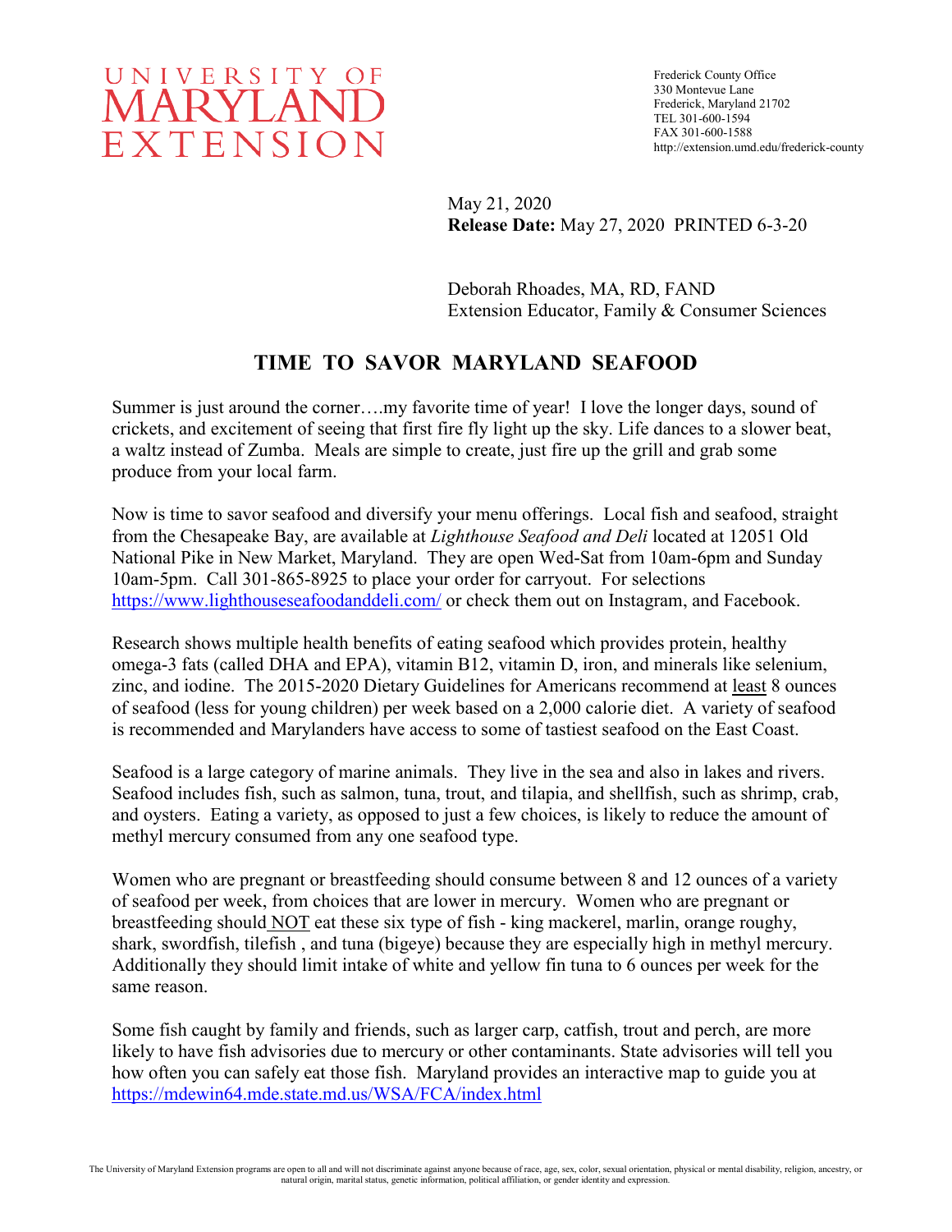UNIVERSITY OF MARYLAND EXTENSION

Frederick County Office
330 Montevue Lane
Frederick, Maryland 21702
TEL 301-600-1594
FAX 301-600-1588
http://extension.umd.edu/frederick-county

May 21, 2020
**Release Date:** May 27, 2020 PRINTED 6-3-20

Deborah Rhoades, MA, RD, FAND
Extension Educator, Family & Consumer Sciences

# TIME TO SAVOR MARYLAND SEAFOOD

Summer is just around the corner….my favorite time of year! I love the longer days, sound of crickets, and excitement of seeing that first fire fly light up the sky. Life dances to a slower beat, a waltz instead of Zumba. Meals are simple to create, just fire up the grill and grab some produce from your local farm.

Now is time to savor seafood and diversify your menu offerings. Local fish and seafood, straight from the Chesapeake Bay, are available at *Lighthouse Seafood and Deli* located at 12051 Old National Pike in New Market, Maryland. They are open Wed-Sat from 10am-6pm and Sunday 10am-5pm. Call 301-865-8925 to place your order for carryout. For selections https://www.lighthouseseafoodanddeli.com/ or check them out on Instagram, and Facebook.

Research shows multiple health benefits of eating seafood which provides protein, healthy omega-3 fats (called DHA and EPA), vitamin B12, vitamin D, iron, and minerals like selenium, zinc, and iodine. The 2015-2020 Dietary Guidelines for Americans recommend at least 8 ounces of seafood (less for young children) per week based on a 2,000 calorie diet. A variety of seafood is recommended and Marylanders have access to some of tastiest seafood on the East Coast.

Seafood is a large category of marine animals. They live in the sea and also in lakes and rivers. Seafood includes fish, such as salmon, tuna, trout, and tilapia, and shellfish, such as shrimp, crab, and oysters. Eating a variety, as opposed to just a few choices, is likely to reduce the amount of methyl mercury consumed from any one seafood type.

Women who are pregnant or breastfeeding should consume between 8 and 12 ounces of a variety of seafood per week, from choices that are lower in mercury. Women who are pregnant or breastfeeding should NOT eat these six type of fish - king mackerel, marlin, orange roughy, shark, swordfish, tilefish , and tuna (bigeye) because they are especially high in methyl mercury. Additionally they should limit intake of white and yellow fin tuna to 6 ounces per week for the same reason.

Some fish caught by family and friends, such as larger carp, catfish, trout and perch, are more likely to have fish advisories due to mercury or other contaminants. State advisories will tell you how often you can safely eat those fish. Maryland provides an interactive map to guide you at https://mdewin64.mde.state.md.us/WSA/FCA/index.html

The University of Maryland Extension programs are open to all and will not discriminate against anyone because of race, age, sex, color, sexual orientation, physical or mental disability, religion, ancestry, or natural origin, marital status, genetic information, political affiliation, or gender identity and expression.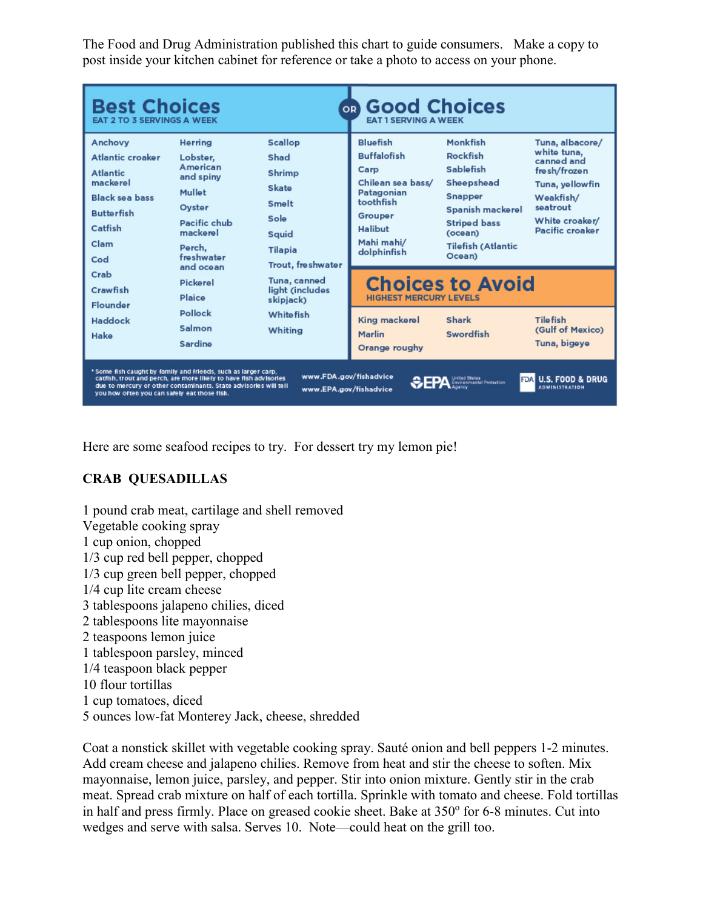The Food and Drug Administration published this chart to guide consumers. Make a copy to post inside your kitchen cabinet for reference or take a photo to access on your phone.

## Best Choices
EAT 2 TO 3 SERVINGS A WEEK

Anchovy, Atlantic croaker, Atlantic mackerel, Black sea bass, Butterfish, Catfish, Clam, Cod, Crab, Crawfish, Flounder, Haddock, Hake, Herring, Lobster, American and spiny, Mullet, Oyster, Pacific chub mackerel, Perch, freshwater and ocean, Pickerel, Plaice, Pollock, Salmon, Sardine, Scallop, Shad, Shrimp, Skate, Smelt, Sole, Squid, Tilapia, Trout, freshwater, Tuna, canned light (includes skipjack), Whitefish, Whiting

**OR**

## Good Choices
EAT 1 SERVING A WEEK

Bluefish, Buffalofish, Carp, Chilean sea bass/ Patagonian toothfish, Grouper, Halibut, Mahi mahi/ dolphinfish, Monkfish, Rockfish, Sablefish, Sheepshead, Snapper, Spanish mackerel, Striped bass (ocean), Tilefish (Atlantic Ocean), Tuna, albacore/ white tuna, canned and fresh/frozen, Tuna, yellowfin, Weakfish/ seatrout, White croaker/ Pacific croaker

## Choices to Avoid
HIGHEST MERCURY LEVELS

King mackerel, Marlin, Orange roughy, Shark, Swordfish, Tilefish (Gulf of Mexico), Tuna, bigeye

*Some fish caught by family and friends, such as larger carp, catfish, trout and perch, are more likely to have fish advisories due to mercury or other contaminants. State advisories will tell you how often you can safely eat those fish.

www.FDA.gov/fishadvice
www.EPA.gov/fishadvice

EPA United States Environmental Protection Agency — FDA U.S. FOOD & DRUG ADMINISTRATION

Here are some seafood recipes to try. For dessert try my lemon pie!

**CRAB QUESADILLAS**

1 pound crab meat, cartilage and shell removed
Vegetable cooking spray
1 cup onion, chopped
1/3 cup red bell pepper, chopped
1/3 cup green bell pepper, chopped
1/4 cup lite cream cheese
3 tablespoons jalapeno chilies, diced
2 tablespoons lite mayonnaise
2 teaspoons lemon juice
1 tablespoon parsley, minced
1/4 teaspoon black pepper
10 flour tortillas
1 cup tomatoes, diced
5 ounces low-fat Monterey Jack, cheese, shredded

Coat a nonstick skillet with vegetable cooking spray. Sauté onion and bell peppers 1-2 minutes. Add cream cheese and jalapeno chilies. Remove from heat and stir the cheese to soften. Mix mayonnaise, lemon juice, parsley, and pepper. Stir into onion mixture. Gently stir in the crab meat. Spread crab mixture on half of each tortilla. Sprinkle with tomato and cheese. Fold tortillas in half and press firmly. Place on greased cookie sheet. Bake at 350º for 6-8 minutes. Cut into wedges and serve with salsa. Serves 10. Note—could heat on the grill too.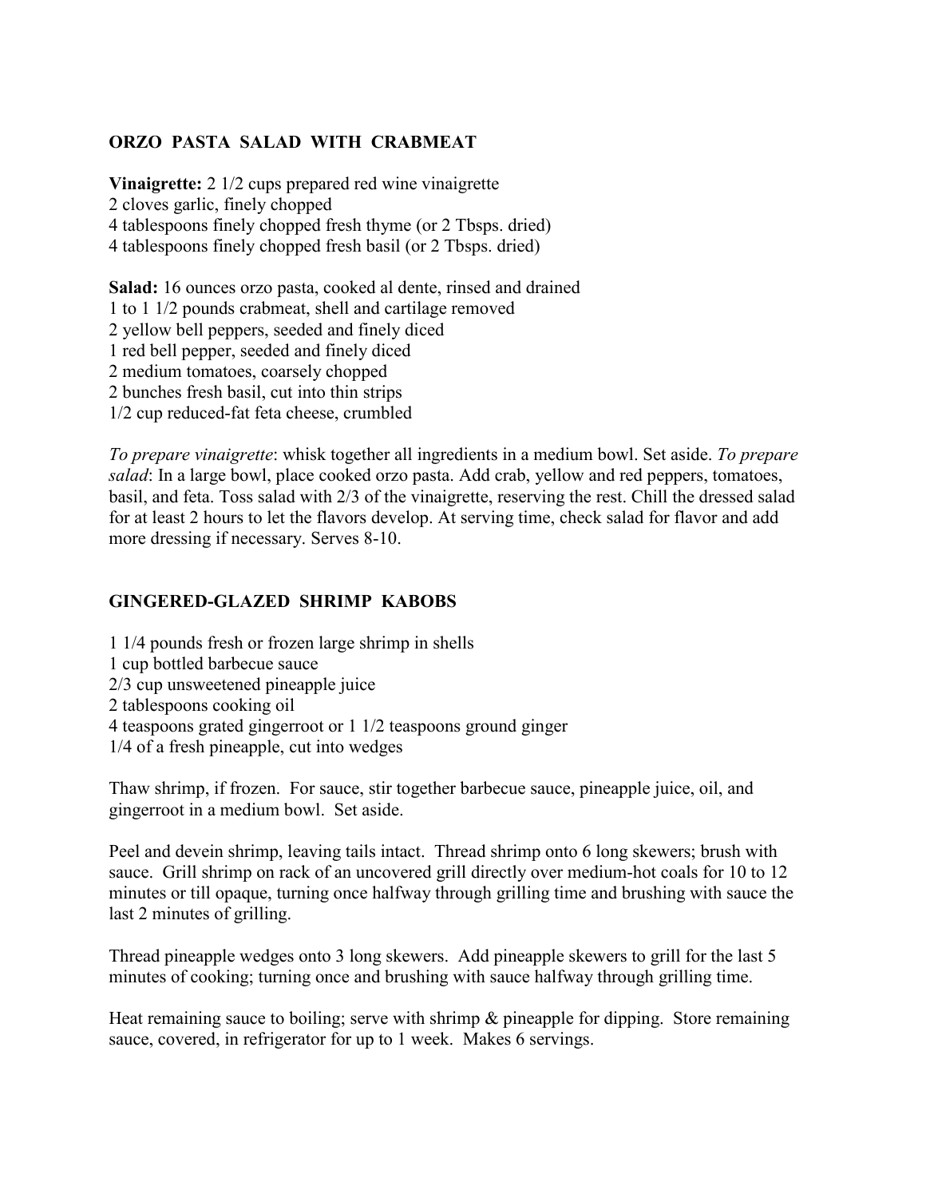## ORZO PASTA SALAD WITH CRABMEAT

**Vinaigrette:** 2 1/2 cups prepared red wine vinaigrette
2 cloves garlic, finely chopped
4 tablespoons finely chopped fresh thyme (or 2 Tbsps. dried)
4 tablespoons finely chopped fresh basil (or 2 Tbsps. dried)

**Salad:** 16 ounces orzo pasta, cooked al dente, rinsed and drained
1 to 1 1/2 pounds crabmeat, shell and cartilage removed
2 yellow bell peppers, seeded and finely diced
1 red bell pepper, seeded and finely diced
2 medium tomatoes, coarsely chopped
2 bunches fresh basil, cut into thin strips
1/2 cup reduced-fat feta cheese, crumbled

*To prepare vinaigrette*: whisk together all ingredients in a medium bowl. Set aside. *To prepare salad*: In a large bowl, place cooked orzo pasta. Add crab, yellow and red peppers, tomatoes, basil, and feta. Toss salad with 2/3 of the vinaigrette, reserving the rest. Chill the dressed salad for at least 2 hours to let the flavors develop. At serving time, check salad for flavor and add more dressing if necessary. Serves 8-10.

## GINGERED-GLAZED SHRIMP KABOBS

1 1/4 pounds fresh or frozen large shrimp in shells
1 cup bottled barbecue sauce
2/3 cup unsweetened pineapple juice
2 tablespoons cooking oil
4 teaspoons grated gingerroot or 1 1/2 teaspoons ground ginger
1/4 of a fresh pineapple, cut into wedges

Thaw shrimp, if frozen. For sauce, stir together barbecue sauce, pineapple juice, oil, and gingerroot in a medium bowl. Set aside.

Peel and devein shrimp, leaving tails intact. Thread shrimp onto 6 long skewers; brush with sauce. Grill shrimp on rack of an uncovered grill directly over medium-hot coals for 10 to 12 minutes or till opaque, turning once halfway through grilling time and brushing with sauce the last 2 minutes of grilling.

Thread pineapple wedges onto 3 long skewers. Add pineapple skewers to grill for the last 5 minutes of cooking; turning once and brushing with sauce halfway through grilling time.

Heat remaining sauce to boiling; serve with shrimp & pineapple for dipping. Store remaining sauce, covered, in refrigerator for up to 1 week. Makes 6 servings.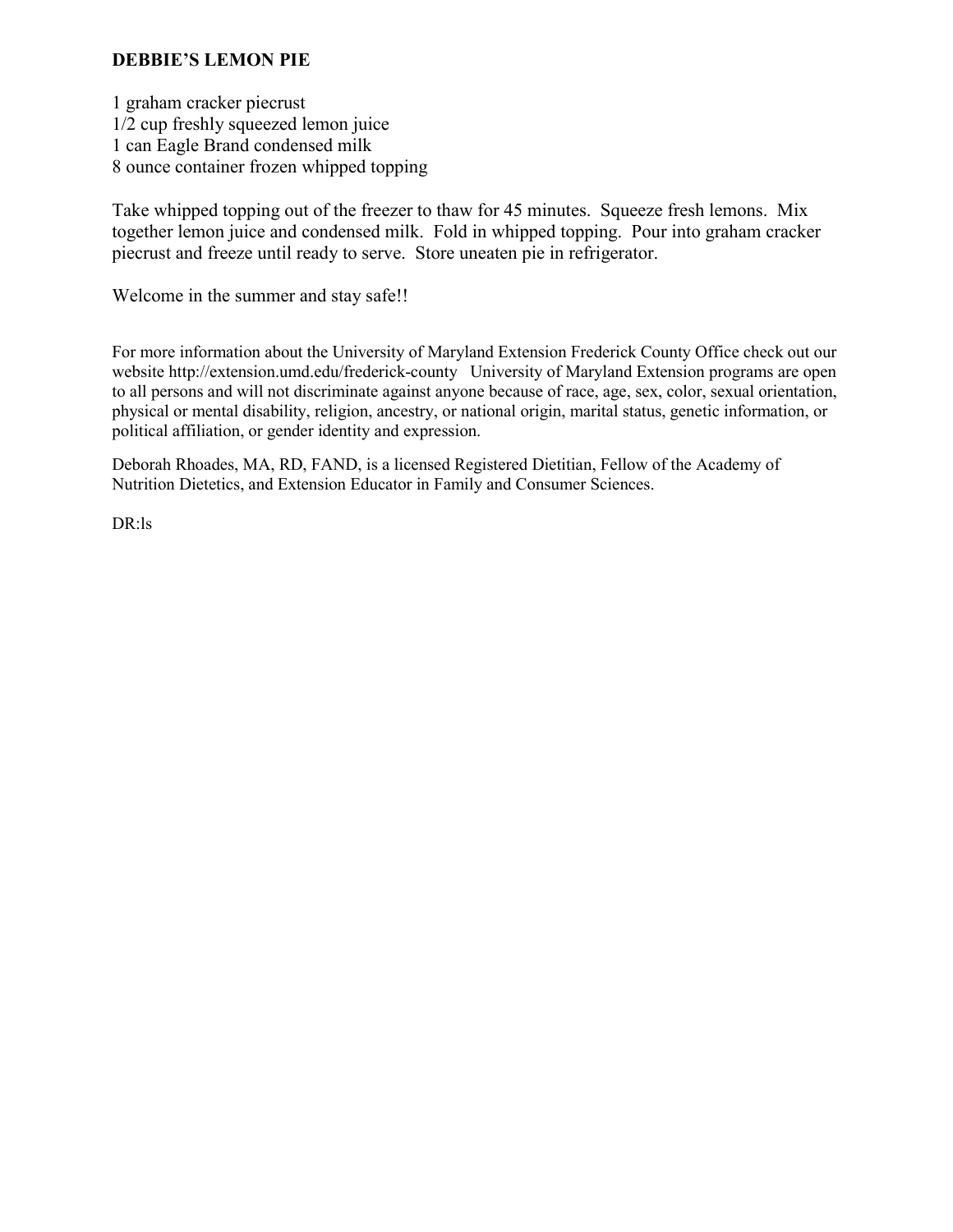**DEBBIE'S LEMON PIE**

1 graham cracker piecrust
1/2 cup freshly squeezed lemon juice
1 can Eagle Brand condensed milk
8 ounce container frozen whipped topping

Take whipped topping out of the freezer to thaw for 45 minutes. Squeeze fresh lemons. Mix together lemon juice and condensed milk. Fold in whipped topping. Pour into graham cracker piecrust and freeze until ready to serve. Store uneaten pie in refrigerator.

Welcome in the summer and stay safe!!

For more information about the University of Maryland Extension Frederick County Office check out our website http://extension.umd.edu/frederick-county University of Maryland Extension programs are open to all persons and will not discriminate against anyone because of race, age, sex, color, sexual orientation, physical or mental disability, religion, ancestry, or national origin, marital status, genetic information, or political affiliation, or gender identity and expression.

Deborah Rhoades, MA, RD, FAND, is a licensed Registered Dietitian, Fellow of the Academy of Nutrition Dietetics, and Extension Educator in Family and Consumer Sciences.

DR:ls